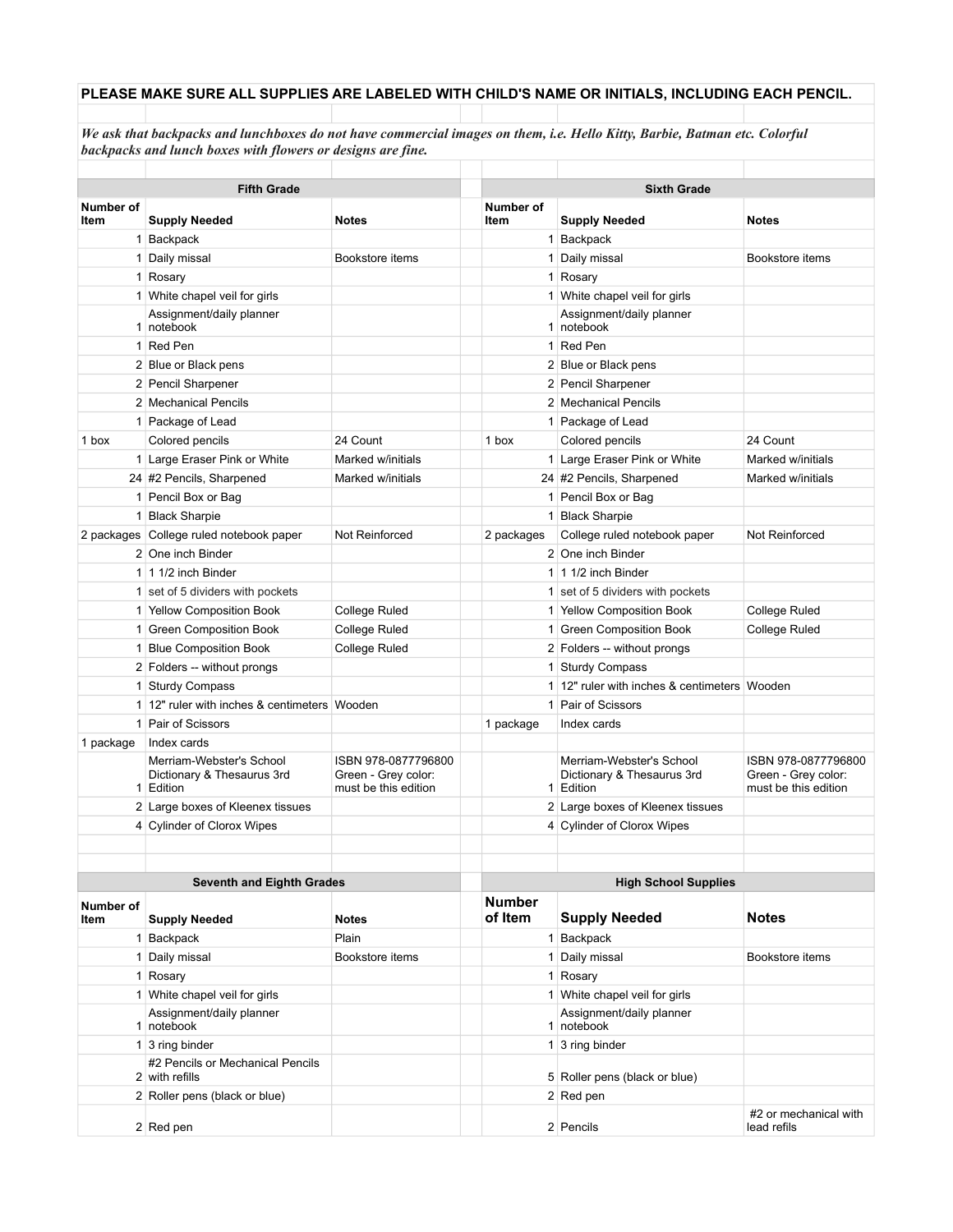**PLEASE MAKE SURE ALL SUPPLIES ARE LABELED WITH CHILD'S NAME OR INITIALS, INCLUDING EACH PENCIL.**

***We ask that backpacks and lunchboxes do not have commercial images on them, i.e. Hello Kitty, Barbie, Batman etc. Colorful backpacks and lunch boxes with flowers or designs are fine.***

**Fifth Grade**

| Number of Item | Supply Needed | Notes |
|---|---|---|
| 1 | Backpack | |
| 1 | Daily missal | Bookstore items |
| 1 | Rosary | |
| 1 | White chapel veil for girls | |
| 1 | Assignment/daily planner notebook | |
| 1 | Red Pen | |
| 2 | Blue or Black pens | |
| 2 | Pencil Sharpener | |
| 2 | Mechanical Pencils | |
| 1 | Package of Lead | |
| 1 box | Colored pencils | 24 Count |
| 1 | Large Eraser Pink or White | Marked w/initials |
| 24 | #2 Pencils, Sharpened | Marked w/initials |
| 1 | Pencil Box or Bag | |
| 1 | Black Sharpie | |
| 2 packages | College ruled notebook paper | Not Reinforced |
| 2 | One inch Binder | |
| 1 | 1 1/2 inch Binder | |
| 1 | set of 5 dividers with pockets | |
| 1 | Yellow Composition Book | College Ruled |
| 1 | Green Composition Book | College Ruled |
| 1 | Blue Composition Book | College Ruled |
| 2 | Folders -- without prongs | |
| 1 | Sturdy Compass | |
| 1 | 12" ruler with inches & centimeters | Wooden |
| 1 | Pair of Scissors | |
| 1 package | Index cards | |
| 1 | Merriam-Webster's School Dictionary & Thesaurus 3rd Edition | ISBN 978-0877796800 Green - Grey color: must be this edition |
| 2 | Large boxes of Kleenex tissues | |
| 4 | Cylinder of Clorox Wipes | |

**Sixth Grade**

| Number of Item | Supply Needed | Notes |
|---|---|---|
| 1 | Backpack | |
| 1 | Daily missal | Bookstore items |
| 1 | Rosary | |
| 1 | White chapel veil for girls | |
| 1 | Assignment/daily planner notebook | |
| 1 | Red Pen | |
| 2 | Blue or Black pens | |
| 2 | Pencil Sharpener | |
| 2 | Mechanical Pencils | |
| 1 | Package of Lead | |
| 1 box | Colored pencils | 24 Count |
| 1 | Large Eraser Pink or White | Marked w/initials |
| 24 | #2 Pencils, Sharpened | Marked w/initials |
| 1 | Pencil Box or Bag | |
| 1 | Black Sharpie | |
| 2 packages | College ruled notebook paper | Not Reinforced |
| 2 | One inch Binder | |
| 1 | 1 1/2 inch Binder | |
| 1 | set of 5 dividers with pockets | |
| 1 | Yellow Composition Book | College Ruled |
| 1 | Green Composition Book | College Ruled |
| 2 | Folders -- without prongs | |
| 1 | Sturdy Compass | |
| 1 | 12" ruler with inches & centimeters | Wooden |
| 1 | Pair of Scissors | |
| 1 package | Index cards | |
| 1 | Merriam-Webster's School Dictionary & Thesaurus 3rd Edition | ISBN 978-0877796800 Green - Grey color: must be this edition |
| 2 | Large boxes of Kleenex tissues | |
| 4 | Cylinder of Clorox Wipes | |

**Seventh and Eighth Grades**

| Number of Item | Supply Needed | Notes |
|---|---|---|
| 1 | Backpack | Plain |
| 1 | Daily missal | Bookstore items |
| 1 | Rosary | |
| 1 | White chapel veil for girls | |
| 1 | Assignment/daily planner notebook | |
| 1 | 3 ring binder | |
| 2 | #2 Pencils or Mechanical Pencils with refills | |
| 2 | Roller pens (black or blue) | |
| 2 | Red pen | |

**High School Supplies**

| Number of Item | Supply Needed | Notes |
|---|---|---|
| 1 | Backpack | |
| 1 | Daily missal | Bookstore items |
| 1 | Rosary | |
| 1 | White chapel veil for girls | |
| 1 | Assignment/daily planner notebook | |
| 1 | 3 ring binder | |
| 5 | Roller pens (black or blue) | |
| 2 | Red pen | |
| 2 | Pencils | #2 or mechanical with lead refils |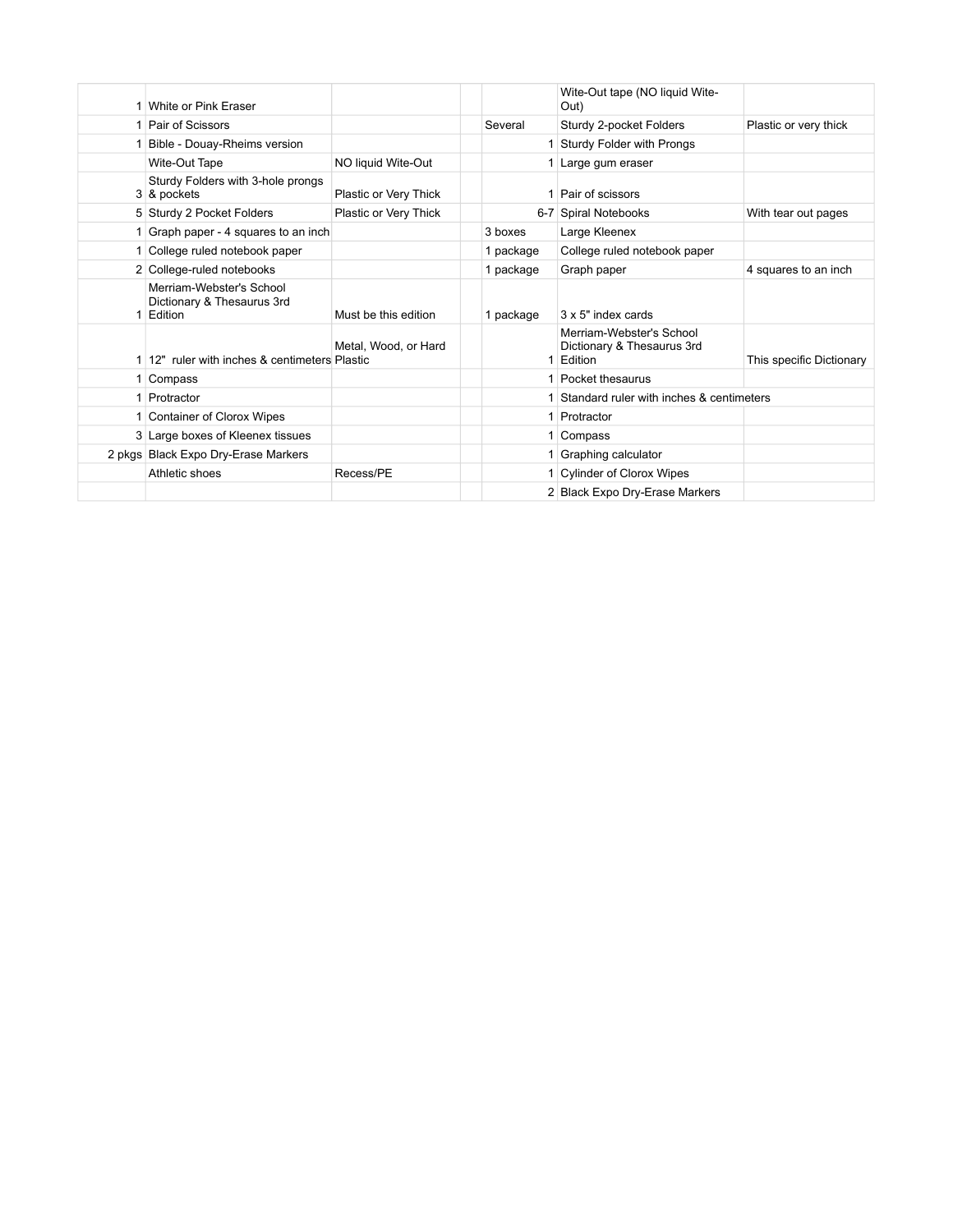| | | | | | | |
|---|---|---|---|---|---|---|
| 1 | White or Pink Eraser | | | | Wite-Out tape (NO liquid Wite-Out) | |
| 1 | Pair of Scissors | | | Several | Sturdy 2-pocket Folders | Plastic or very thick |
| 1 | Bible - Douay-Rheims version | | | 1 | Sturdy Folder with Prongs | |
| | Wite-Out Tape | NO liquid Wite-Out | | 1 | Large gum eraser | |
| 3 | Sturdy Folders with 3-hole prongs & pockets | Plastic or Very Thick | | 1 | Pair of scissors | |
| 5 | Sturdy 2 Pocket Folders | Plastic or Very Thick | | 6-7 | Spiral Notebooks | With tear out pages |
| 1 | Graph paper - 4 squares to an inch | | | 3 boxes | Large Kleenex | |
| 1 | College ruled notebook paper | | | 1 package | College ruled notebook paper | |
| 2 | College-ruled notebooks | | | 1 package | Graph paper | 4 squares to an inch |
| 1 | Merriam-Webster's School Dictionary & Thesaurus 3rd Edition | Must be this edition | | 1 package | 3 x 5" index cards | |
| 1 | 12" ruler with inches & centimeters | Metal, Wood, or Hard Plastic | | 1 | Merriam-Webster's School Dictionary & Thesaurus 3rd Edition | This specific Dictionary |
| 1 | Compass | | | 1 | Pocket thesaurus | |
| 1 | Protractor | | | 1 | Standard ruler with inches & centimeters | |
| 1 | Container of Clorox Wipes | | | 1 | Protractor | |
| 3 | Large boxes of Kleenex tissues | | | 1 | Compass | |
| 2 pkgs | Black Expo Dry-Erase Markers | | | 1 | Graphing calculator | |
| | Athletic shoes | Recess/PE | | 1 | Cylinder of Clorox Wipes | |
| | | | | 2 | Black Expo Dry-Erase Markers | |